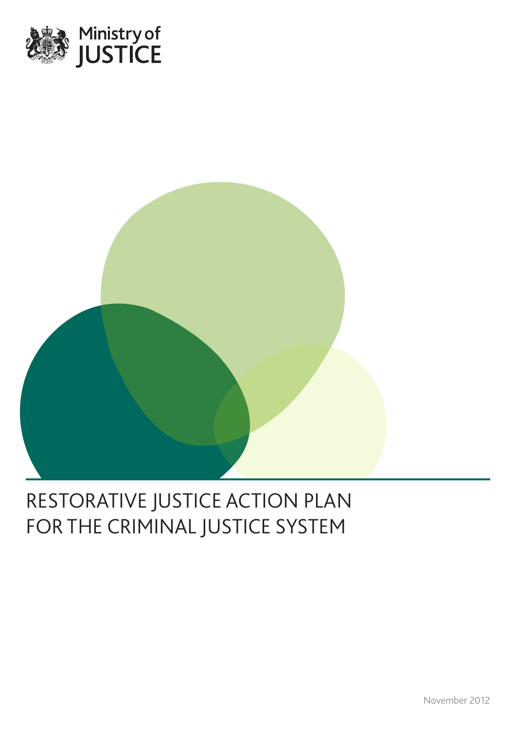Ministry of JUSTICE

# RESTORATIVE JUSTICE ACTION PLAN FOR THE CRIMINAL JUSTICE SYSTEM

November 2012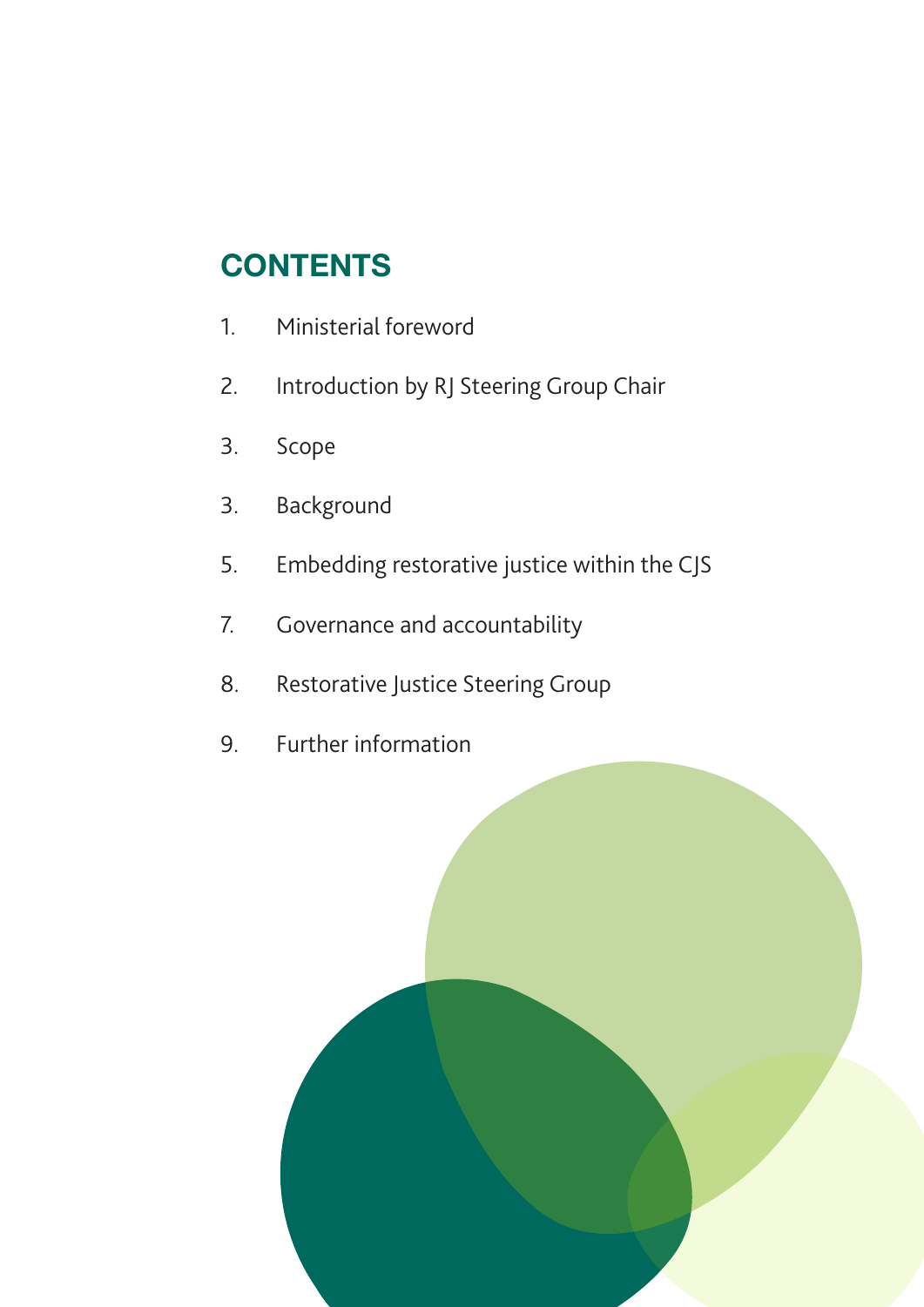## CONTENTS

1. Ministerial foreword

2. Introduction by RJ Steering Group Chair

3. Scope

3. Background

5. Embedding restorative justice within the CJS

7. Governance and accountability

8. Restorative Justice Steering Group

9. Further information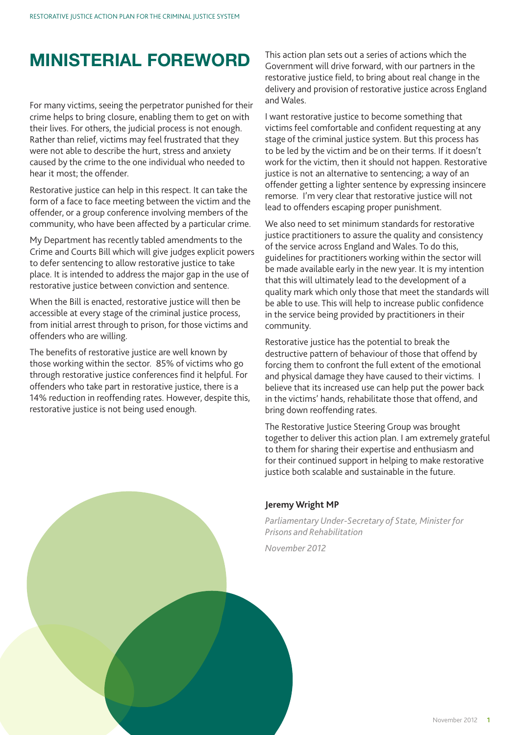# MINISTERIAL FOREWORD

For many victims, seeing the perpetrator punished for their crime helps to bring closure, enabling them to get on with their lives. For others, the judicial process is not enough. Rather than relief, victims may feel frustrated that they were not able to describe the hurt, stress and anxiety caused by the crime to the one individual who needed to hear it most; the offender.

Restorative justice can help in this respect. It can take the form of a face to face meeting between the victim and the offender, or a group conference involving members of the community, who have been affected by a particular crime.

My Department has recently tabled amendments to the Crime and Courts Bill which will give judges explicit powers to defer sentencing to allow restorative justice to take place. It is intended to address the major gap in the use of restorative justice between conviction and sentence.

When the Bill is enacted, restorative justice will then be accessible at every stage of the criminal justice process, from initial arrest through to prison, for those victims and offenders who are willing.

The benefits of restorative justice are well known by those working within the sector. 85% of victims who go through restorative justice conferences find it helpful. For offenders who take part in restorative justice, there is a 14% reduction in reoffending rates. However, despite this, restorative justice is not being used enough.

This action plan sets out a series of actions which the Government will drive forward, with our partners in the restorative justice field, to bring about real change in the delivery and provision of restorative justice across England and Wales.

I want restorative justice to become something that victims feel comfortable and confident requesting at any stage of the criminal justice system. But this process has to be led by the victim and be on their terms. If it doesn't work for the victim, then it should not happen. Restorative justice is not an alternative to sentencing; a way of an offender getting a lighter sentence by expressing insincere remorse. I'm very clear that restorative justice will not lead to offenders escaping proper punishment.

We also need to set minimum standards for restorative justice practitioners to assure the quality and consistency of the service across England and Wales. To do this, guidelines for practitioners working within the sector will be made available early in the new year. It is my intention that this will ultimately lead to the development of a quality mark which only those that meet the standards will be able to use. This will help to increase public confidence in the service being provided by practitioners in their community.

Restorative justice has the potential to break the destructive pattern of behaviour of those that offend by forcing them to confront the full extent of the emotional and physical damage they have caused to their victims. I believe that its increased use can help put the power back in the victims' hands, rehabilitate those that offend, and bring down reoffending rates.

The Restorative Justice Steering Group was brought together to deliver this action plan. I am extremely grateful to them for sharing their expertise and enthusiasm and for their continued support in helping to make restorative justice both scalable and sustainable in the future.

**Jeremy Wright MP**

*Parliamentary Under-Secretary of State, Minister for Prisons and Rehabilitation*

*November 2012*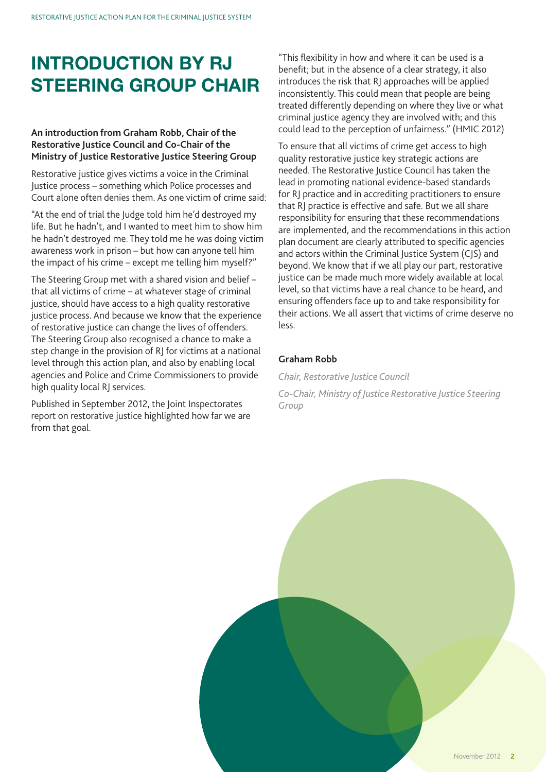# INTRODUCTION BY RJ STEERING GROUP CHAIR

**An introduction from Graham Robb, Chair of the Restorative Justice Council and Co-Chair of the Ministry of Justice Restorative Justice Steering Group**

Restorative justice gives victims a voice in the Criminal Justice process – something which Police processes and Court alone often denies them. As one victim of crime said:

"At the end of trial the Judge told him he'd destroyed my life. But he hadn't, and I wanted to meet him to show him he hadn't destroyed me. They told me he was doing victim awareness work in prison – but how can anyone tell him the impact of his crime – except me telling him myself?"

The Steering Group met with a shared vision and belief – that all victims of crime – at whatever stage of criminal justice, should have access to a high quality restorative justice process. And because we know that the experience of restorative justice can change the lives of offenders. The Steering Group also recognised a chance to make a step change in the provision of RJ for victims at a national level through this action plan, and also by enabling local agencies and Police and Crime Commissioners to provide high quality local RJ services.

Published in September 2012, the Joint Inspectorates report on restorative justice highlighted how far we are from that goal.

"This flexibility in how and where it can be used is a benefit; but in the absence of a clear strategy, it also introduces the risk that RJ approaches will be applied inconsistently. This could mean that people are being treated differently depending on where they live or what criminal justice agency they are involved with; and this could lead to the perception of unfairness." (HMIC 2012)

To ensure that all victims of crime get access to high quality restorative justice key strategic actions are needed. The Restorative Justice Council has taken the lead in promoting national evidence-based standards for RJ practice and in accrediting practitioners to ensure that RJ practice is effective and safe. But we all share responsibility for ensuring that these recommendations are implemented, and the recommendations in this action plan document are clearly attributed to specific agencies and actors within the Criminal Justice System (CJS) and beyond. We know that if we all play our part, restorative justice can be made much more widely available at local level, so that victims have a real chance to be heard, and ensuring offenders face up to and take responsibility for their actions. We all assert that victims of crime deserve no less.

**Graham Robb**

*Chair, Restorative Justice Council*

*Co-Chair, Ministry of Justice Restorative Justice Steering Group*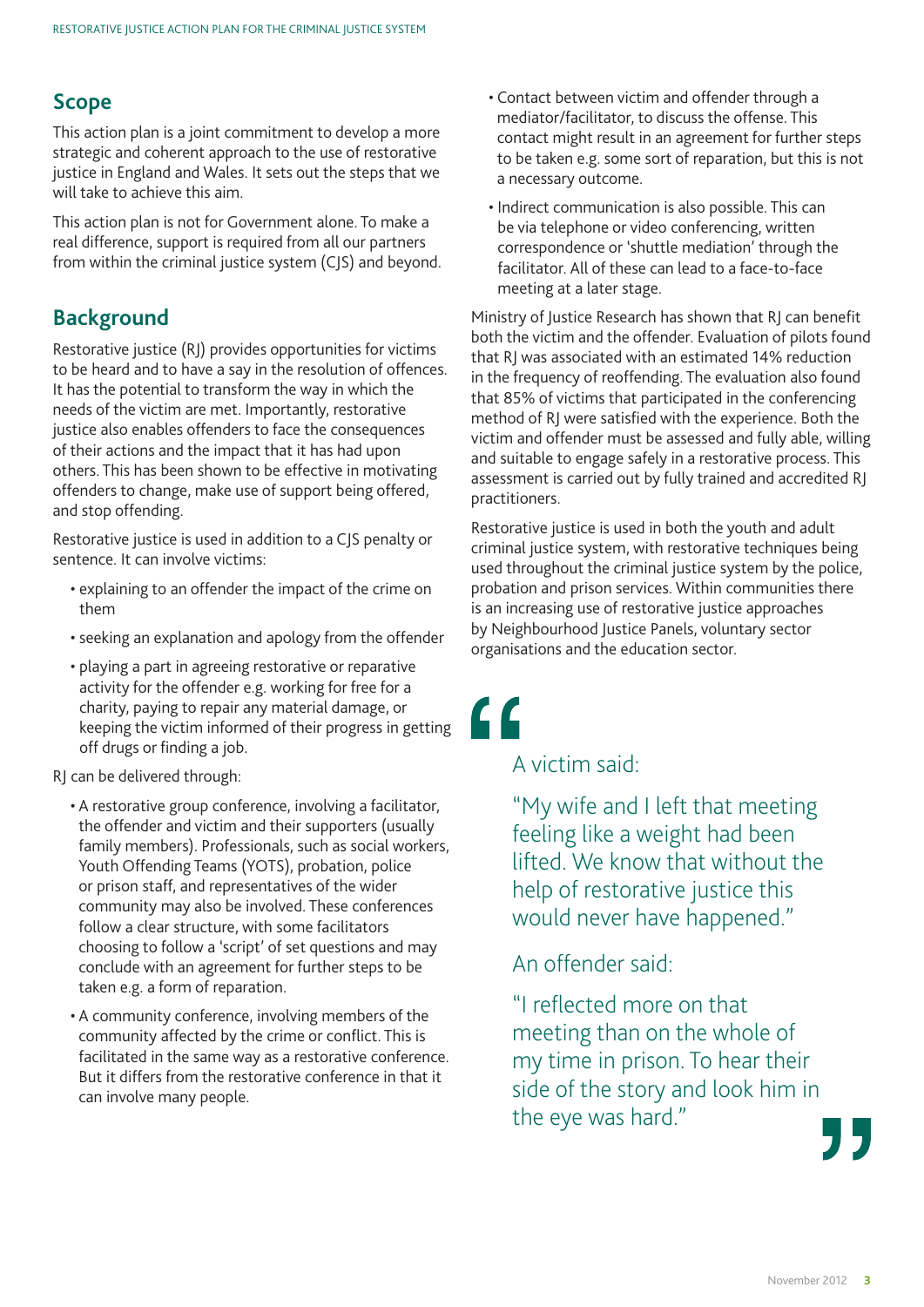## Scope

This action plan is a joint commitment to develop a more strategic and coherent approach to the use of restorative justice in England and Wales. It sets out the steps that we will take to achieve this aim.

This action plan is not for Government alone. To make a real difference, support is required from all our partners from within the criminal justice system (CJS) and beyond.

## Background

Restorative justice (RJ) provides opportunities for victims to be heard and to have a say in the resolution of offences. It has the potential to transform the way in which the needs of the victim are met. Importantly, restorative justice also enables offenders to face the consequences of their actions and the impact that it has had upon others. This has been shown to be effective in motivating offenders to change, make use of support being offered, and stop offending.

Restorative justice is used in addition to a CJS penalty or sentence. It can involve victims:

- explaining to an offender the impact of the crime on them
- seeking an explanation and apology from the offender
- playing a part in agreeing restorative or reparative activity for the offender e.g. working for free for a charity, paying to repair any material damage, or keeping the victim informed of their progress in getting off drugs or finding a job.

RJ can be delivered through:

- A restorative group conference, involving a facilitator, the offender and victim and their supporters (usually family members). Professionals, such as social workers, Youth Offending Teams (YOTS), probation, police or prison staff, and representatives of the wider community may also be involved. These conferences follow a clear structure, with some facilitators choosing to follow a 'script' of set questions and may conclude with an agreement for further steps to be taken e.g. a form of reparation.
- A community conference, involving members of the community affected by the crime or conflict. This is facilitated in the same way as a restorative conference. But it differs from the restorative conference in that it can involve many people.
- Contact between victim and offender through a mediator/facilitator, to discuss the offense. This contact might result in an agreement for further steps to be taken e.g. some sort of reparation, but this is not a necessary outcome.
- Indirect communication is also possible. This can be via telephone or video conferencing, written correspondence or 'shuttle mediation' through the facilitator. All of these can lead to a face-to-face meeting at a later stage.

Ministry of Justice Research has shown that RJ can benefit both the victim and the offender. Evaluation of pilots found that RJ was associated with an estimated 14% reduction in the frequency of reoffending. The evaluation also found that 85% of victims that participated in the conferencing method of RJ were satisfied with the experience. Both the victim and offender must be assessed and fully able, willing and suitable to engage safely in a restorative process. This assessment is carried out by fully trained and accredited RJ practitioners.

Restorative justice is used in both the youth and adult criminal justice system, with restorative techniques being used throughout the criminal justice system by the police, probation and prison services. Within communities there is an increasing use of restorative justice approaches by Neighbourhood Justice Panels, voluntary sector organisations and the education sector.

> A victim said:
>
> "My wife and I left that meeting feeling like a weight had been lifted. We know that without the help of restorative justice this would never have happened."
>
> An offender said:
>
> "I reflected more on that meeting than on the whole of my time in prison. To hear their side of the story and look him in the eye was hard."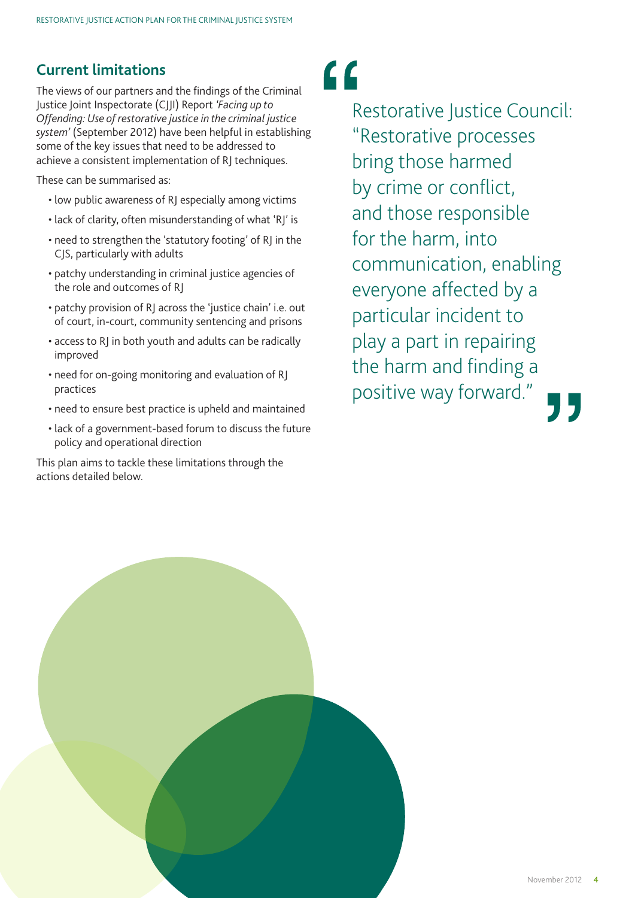## Current limitations

The views of our partners and the findings of the Criminal Justice Joint Inspectorate (CJJI) Report *'Facing up to Offending: Use of restorative justice in the criminal justice system'* (September 2012) have been helpful in establishing some of the key issues that need to be addressed to achieve a consistent implementation of RJ techniques.

These can be summarised as:

- low public awareness of RJ especially among victims
- lack of clarity, often misunderstanding of what 'RJ' is
- need to strengthen the 'statutory footing' of RJ in the CJS, particularly with adults
- patchy understanding in criminal justice agencies of the role and outcomes of RJ
- patchy provision of RJ across the 'justice chain' i.e. out of court, in-court, community sentencing and prisons
- access to RJ in both youth and adults can be radically improved
- need for on-going monitoring and evaluation of RJ practices
- need to ensure best practice is upheld and maintained
- lack of a government-based forum to discuss the future policy and operational direction

This plan aims to tackle these limitations through the actions detailed below.

> Restorative Justice Council: "Restorative processes bring those harmed by crime or conflict, and those responsible for the harm, into communication, enabling everyone affected by a particular incident to play a part in repairing the harm and finding a positive way forward."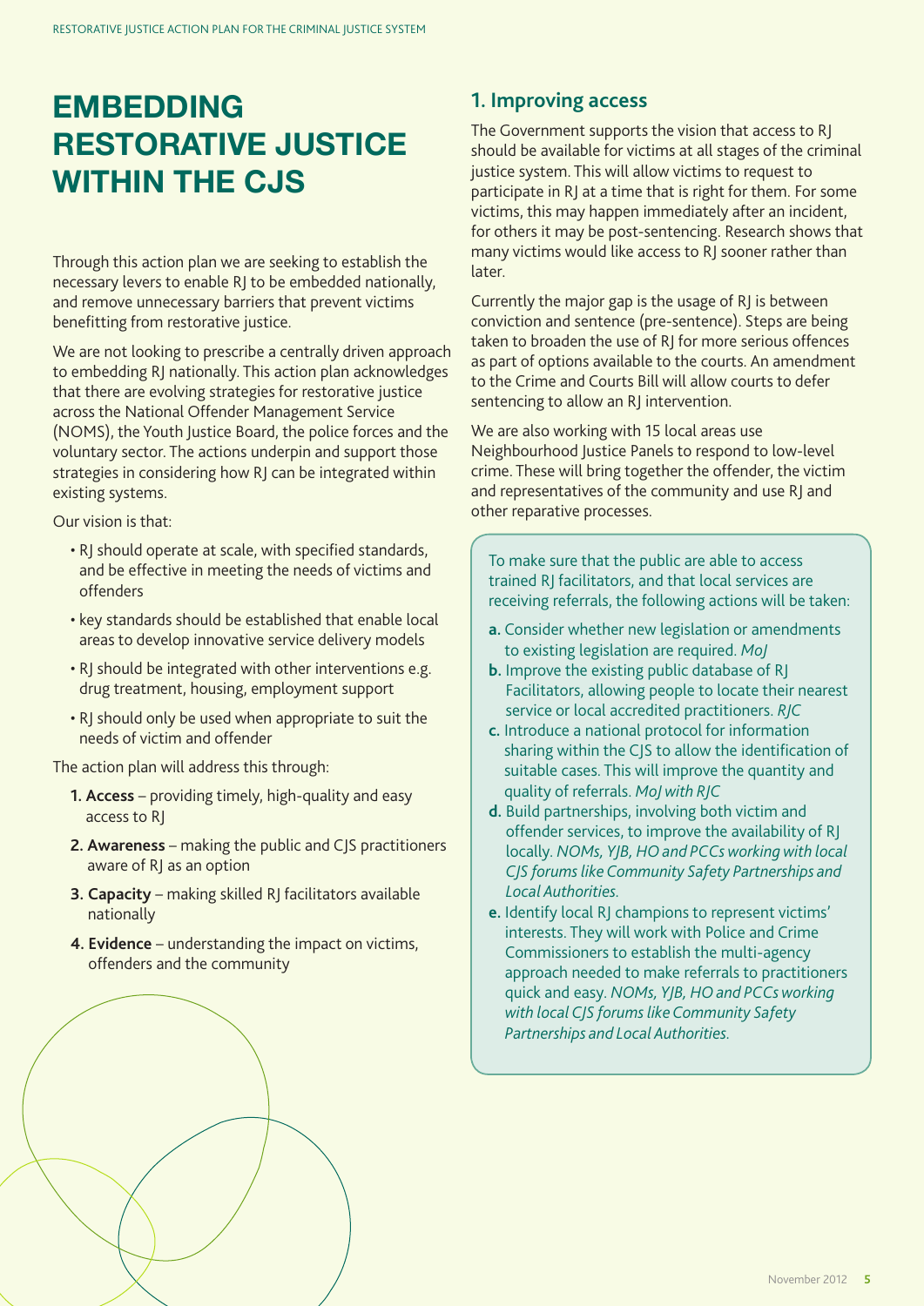# EMBEDDING RESTORATIVE JUSTICE WITHIN THE CJS

Through this action plan we are seeking to establish the necessary levers to enable RJ to be embedded nationally, and remove unnecessary barriers that prevent victims benefitting from restorative justice.

We are not looking to prescribe a centrally driven approach to embedding RJ nationally. This action plan acknowledges that there are evolving strategies for restorative justice across the National Offender Management Service (NOMS), the Youth Justice Board, the police forces and the voluntary sector. The actions underpin and support those strategies in considering how RJ can be integrated within existing systems.

Our vision is that:

- RJ should operate at scale, with specified standards, and be effective in meeting the needs of victims and offenders
- key standards should be established that enable local areas to develop innovative service delivery models
- RJ should be integrated with other interventions e.g. drug treatment, housing, employment support
- RJ should only be used when appropriate to suit the needs of victim and offender

The action plan will address this through:

1. **Access** – providing timely, high-quality and easy access to RJ
2. **Awareness** – making the public and CJS practitioners aware of RJ as an option
3. **Capacity** – making skilled RJ facilitators available nationally
4. **Evidence** – understanding the impact on victims, offenders and the community

## 1. Improving access

The Government supports the vision that access to RJ should be available for victims at all stages of the criminal justice system. This will allow victims to request to participate in RJ at a time that is right for them. For some victims, this may happen immediately after an incident, for others it may be post-sentencing. Research shows that many victims would like access to RJ sooner rather than later.

Currently the major gap is the usage of RJ is between conviction and sentence (pre-sentence). Steps are being taken to broaden the use of RJ for more serious offences as part of options available to the courts. An amendment to the Crime and Courts Bill will allow courts to defer sentencing to allow an RJ intervention.

We are also working with 15 local areas use Neighbourhood Justice Panels to respond to low-level crime. These will bring together the offender, the victim and representatives of the community and use RJ and other reparative processes.

To make sure that the public are able to access trained RJ facilitators, and that local services are receiving referrals, the following actions will be taken:

- **a.** Consider whether new legislation or amendments to existing legislation are required. *MoJ*
- **b.** Improve the existing public database of RJ Facilitators, allowing people to locate their nearest service or local accredited practitioners. *RJC*
- **c.** Introduce a national protocol for information sharing within the CJS to allow the identification of suitable cases. This will improve the quantity and quality of referrals. *MoJ with RJC*
- **d.** Build partnerships, involving both victim and offender services, to improve the availability of RJ locally. *NOMs, YJB, HO and PCCs working with local CJS forums like Community Safety Partnerships and Local Authorities.*
- **e.** Identify local RJ champions to represent victims' interests. They will work with Police and Crime Commissioners to establish the multi-agency approach needed to make referrals to practitioners quick and easy. *NOMs, YJB, HO and PCCs working with local CJS forums like Community Safety Partnerships and Local Authorities.*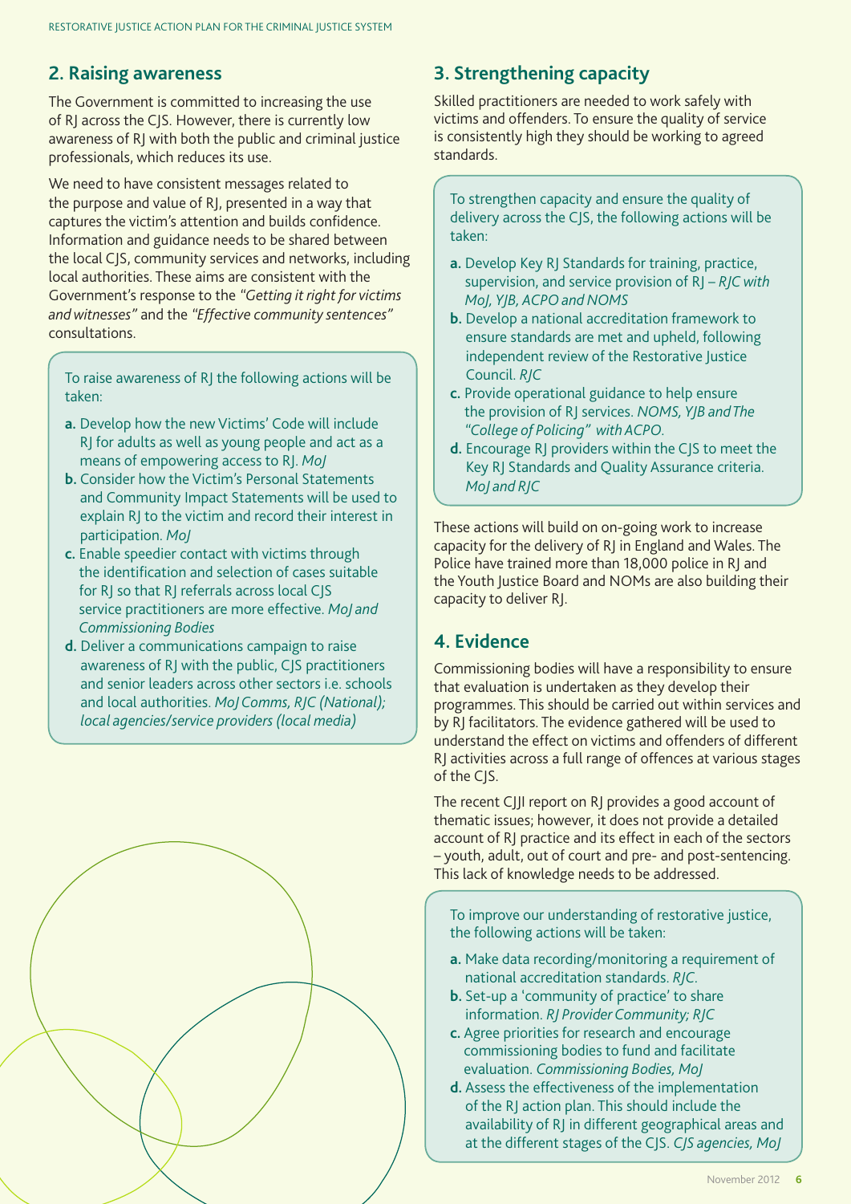## 2. Raising awareness

The Government is committed to increasing the use of RJ across the CJS. However, there is currently low awareness of RJ with both the public and criminal justice professionals, which reduces its use.

We need to have consistent messages related to the purpose and value of RJ, presented in a way that captures the victim's attention and builds confidence. Information and guidance needs to be shared between the local CJS, community services and networks, including local authorities. These aims are consistent with the Government's response to the *"Getting it right for victims and witnesses"* and the *"Effective community sentences"* consultations.

To raise awareness of RJ the following actions will be taken:

- **a.** Develop how the new Victims' Code will include RJ for adults as well as young people and act as a means of empowering access to RJ. *MoJ*
- **b.** Consider how the Victim's Personal Statements and Community Impact Statements will be used to explain RJ to the victim and record their interest in participation. *MoJ*
- **c.** Enable speedier contact with victims through the identification and selection of cases suitable for RJ so that RJ referrals across local CJS service practitioners are more effective. *MoJ and Commissioning Bodies*
- **d.** Deliver a communications campaign to raise awareness of RJ with the public, CJS practitioners and senior leaders across other sectors i.e. schools and local authorities. *MoJ Comms, RJC (National); local agencies/service providers (local media)*

## 3. Strengthening capacity

Skilled practitioners are needed to work safely with victims and offenders. To ensure the quality of service is consistently high they should be working to agreed standards.

To strengthen capacity and ensure the quality of delivery across the CJS, the following actions will be taken:

- **a.** Develop Key RJ Standards for training, practice, supervision, and service provision of RJ – *RJC with MoJ, YJB, ACPO and NOMS*
- **b.** Develop a national accreditation framework to ensure standards are met and upheld, following independent review of the Restorative Justice Council. *RJC*
- **c.** Provide operational guidance to help ensure the provision of RJ services. *NOMS, YJB and The "College of Policing" with ACPO.*
- **d.** Encourage RJ providers within the CJS to meet the Key RJ Standards and Quality Assurance criteria. *MoJ and RJC*

These actions will build on on-going work to increase capacity for the delivery of RJ in England and Wales. The Police have trained more than 18,000 police in RJ and the Youth Justice Board and NOMs are also building their capacity to deliver RJ.

## 4. Evidence

Commissioning bodies will have a responsibility to ensure that evaluation is undertaken as they develop their programmes. This should be carried out within services and by RJ facilitators. The evidence gathered will be used to understand the effect on victims and offenders of different RJ activities across a full range of offences at various stages of the CJS.

The recent CJJI report on RJ provides a good account of thematic issues; however, it does not provide a detailed account of RJ practice and its effect in each of the sectors – youth, adult, out of court and pre- and post-sentencing. This lack of knowledge needs to be addressed.

To improve our understanding of restorative justice, the following actions will be taken:

- **a.** Make data recording/monitoring a requirement of national accreditation standards. *RJC.*
- **b.** Set-up a 'community of practice' to share information. *RJ Provider Community; RJC*
- **c.** Agree priorities for research and encourage commissioning bodies to fund and facilitate evaluation. *Commissioning Bodies, MoJ*
- **d.** Assess the effectiveness of the implementation of the RJ action plan. This should include the availability of RJ in different geographical areas and at the different stages of the CJS. *CJS agencies, MoJ*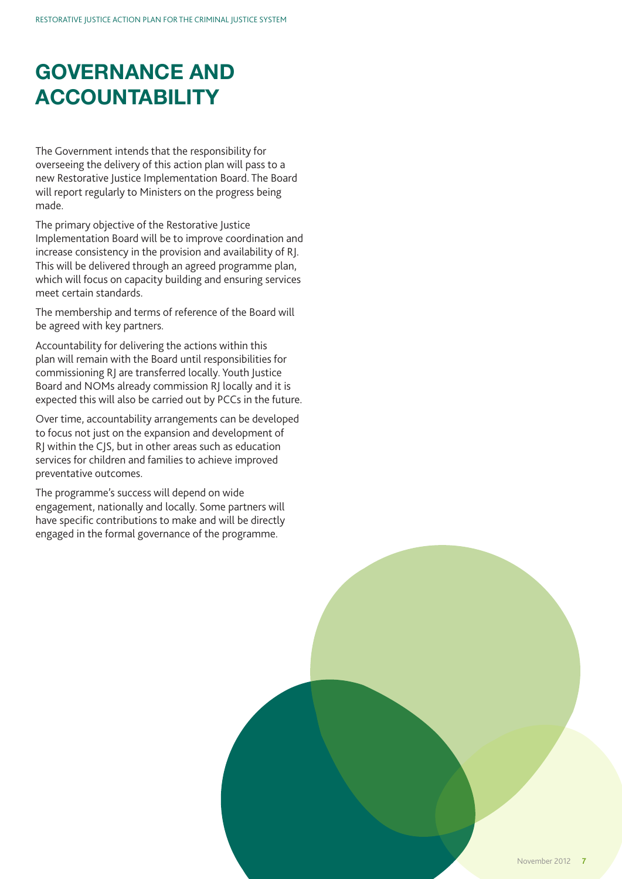# GOVERNANCE AND ACCOUNTABILITY

The Government intends that the responsibility for overseeing the delivery of this action plan will pass to a new Restorative Justice Implementation Board. The Board will report regularly to Ministers on the progress being made.

The primary objective of the Restorative Justice Implementation Board will be to improve coordination and increase consistency in the provision and availability of RJ. This will be delivered through an agreed programme plan, which will focus on capacity building and ensuring services meet certain standards.

The membership and terms of reference of the Board will be agreed with key partners.

Accountability for delivering the actions within this plan will remain with the Board until responsibilities for commissioning RJ are transferred locally. Youth Justice Board and NOMs already commission RJ locally and it is expected this will also be carried out by PCCs in the future.

Over time, accountability arrangements can be developed to focus not just on the expansion and development of RJ within the CJS, but in other areas such as education services for children and families to achieve improved preventative outcomes.

The programme's success will depend on wide engagement, nationally and locally. Some partners will have specific contributions to make and will be directly engaged in the formal governance of the programme.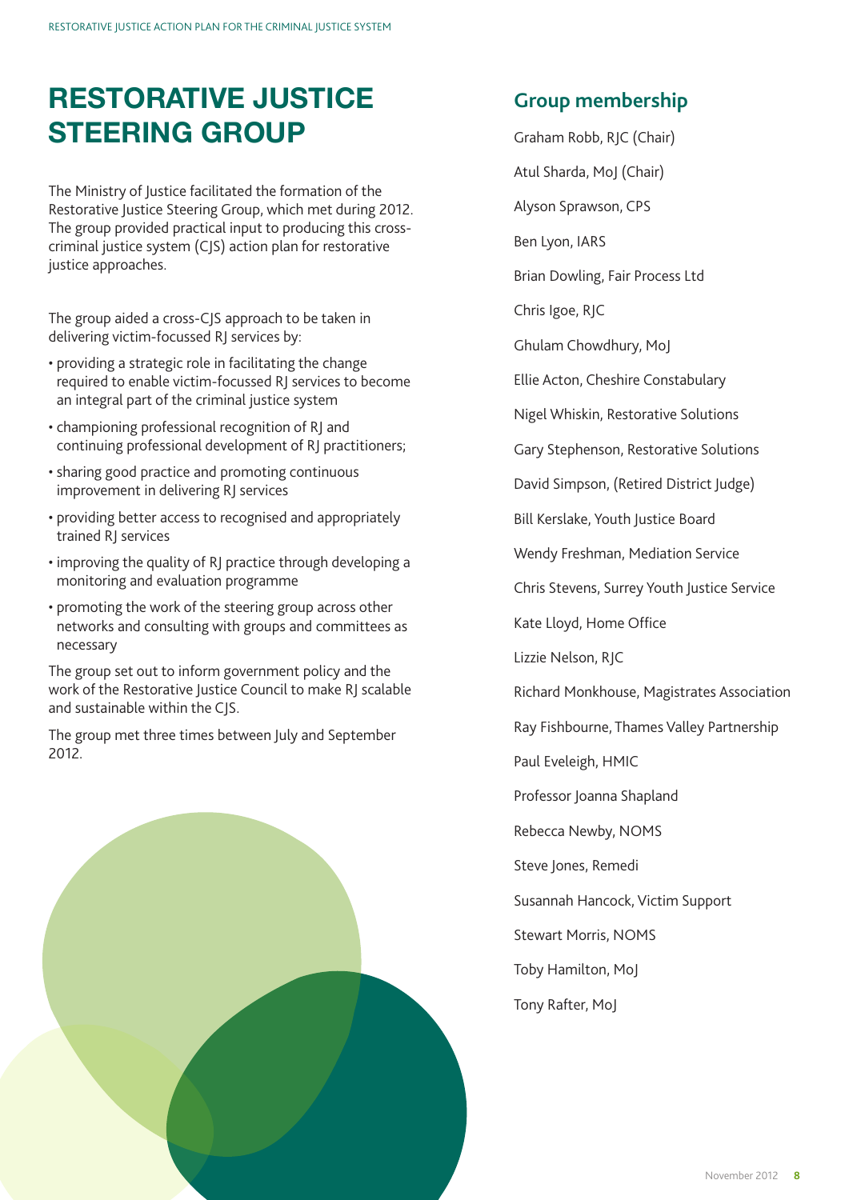# RESTORATIVE JUSTICE STEERING GROUP

The Ministry of Justice facilitated the formation of the Restorative Justice Steering Group, which met during 2012. The group provided practical input to producing this cross-criminal justice system (CJS) action plan for restorative justice approaches.

The group aided a cross-CJS approach to be taken in delivering victim-focussed RJ services by:

- providing a strategic role in facilitating the change required to enable victim-focussed RJ services to become an integral part of the criminal justice system
- championing professional recognition of RJ and continuing professional development of RJ practitioners;
- sharing good practice and promoting continuous improvement in delivering RJ services
- providing better access to recognised and appropriately trained RJ services
- improving the quality of RJ practice through developing a monitoring and evaluation programme
- promoting the work of the steering group across other networks and consulting with groups and committees as necessary

The group set out to inform government policy and the work of the Restorative Justice Council to make RJ scalable and sustainable within the CJS.

The group met three times between July and September 2012.

## Group membership

Graham Robb, RJC (Chair)

Atul Sharda, MoJ (Chair)

Alyson Sprawson, CPS

Ben Lyon, IARS

Brian Dowling, Fair Process Ltd

Chris Igoe, RJC

Ghulam Chowdhury, MoJ

Ellie Acton, Cheshire Constabulary

Nigel Whiskin, Restorative Solutions

Gary Stephenson, Restorative Solutions

David Simpson, (Retired District Judge)

Bill Kerslake, Youth Justice Board

Wendy Freshman, Mediation Service

Chris Stevens, Surrey Youth Justice Service

Kate Lloyd, Home Office

Lizzie Nelson, RJC

Richard Monkhouse, Magistrates Association

Ray Fishbourne, Thames Valley Partnership

Paul Eveleigh, HMIC

Professor Joanna Shapland

Rebecca Newby, NOMS

Steve Jones, Remedi

Susannah Hancock, Victim Support

Stewart Morris, NOMS

Toby Hamilton, MoJ

Tony Rafter, MoJ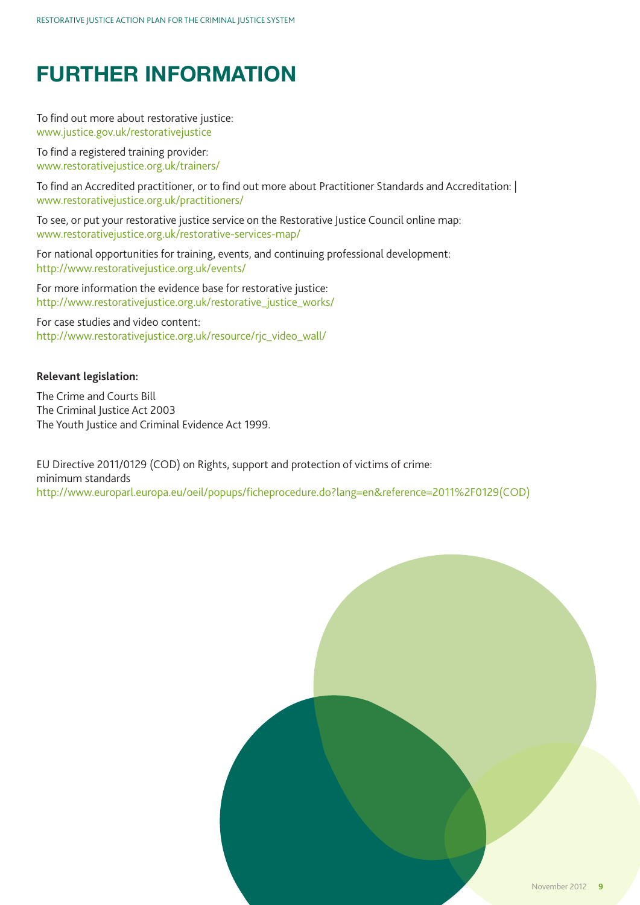# FURTHER INFORMATION

To find out more about restorative justice:
www.justice.gov.uk/restorativejustice

To find a registered training provider:
www.restorativejustice.org.uk/trainers/

To find an Accredited practitioner, or to find out more about Practitioner Standards and Accreditation: |
www.restorativejustice.org.uk/practitioners/

To see, or put your restorative justice service on the Restorative Justice Council online map:
www.restorativejustice.org.uk/restorative-services-map/

For national opportunities for training, events, and continuing professional development:
http://www.restorativejustice.org.uk/events/

For more information the evidence base for restorative justice:
http://www.restorativejustice.org.uk/restorative_justice_works/

For case studies and video content:
http://www.restorativejustice.org.uk/resource/rjc_video_wall/

**Relevant legislation:**

The Crime and Courts Bill
The Criminal Justice Act 2003
The Youth Justice and Criminal Evidence Act 1999.

EU Directive 2011/0129 (COD) on Rights, support and protection of victims of crime: minimum standards
http://www.europarl.europa.eu/oeil/popups/ficheprocedure.do?lang=en&reference=2011%2F0129(COD)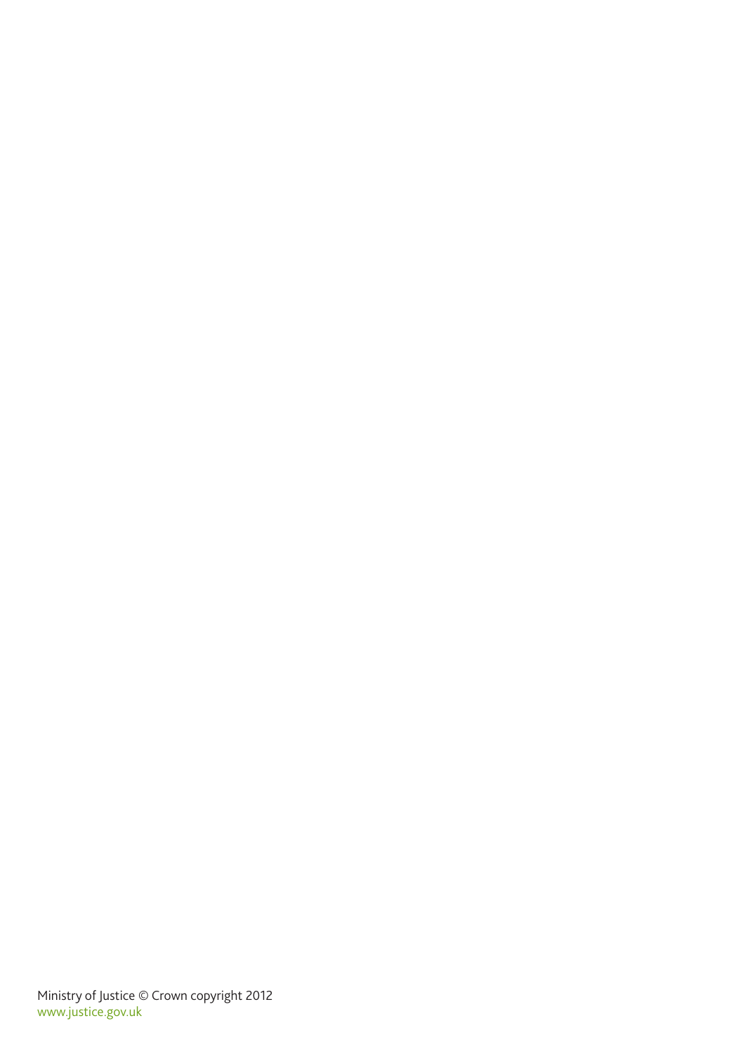Ministry of Justice © Crown copyright 2012
www.justice.gov.uk